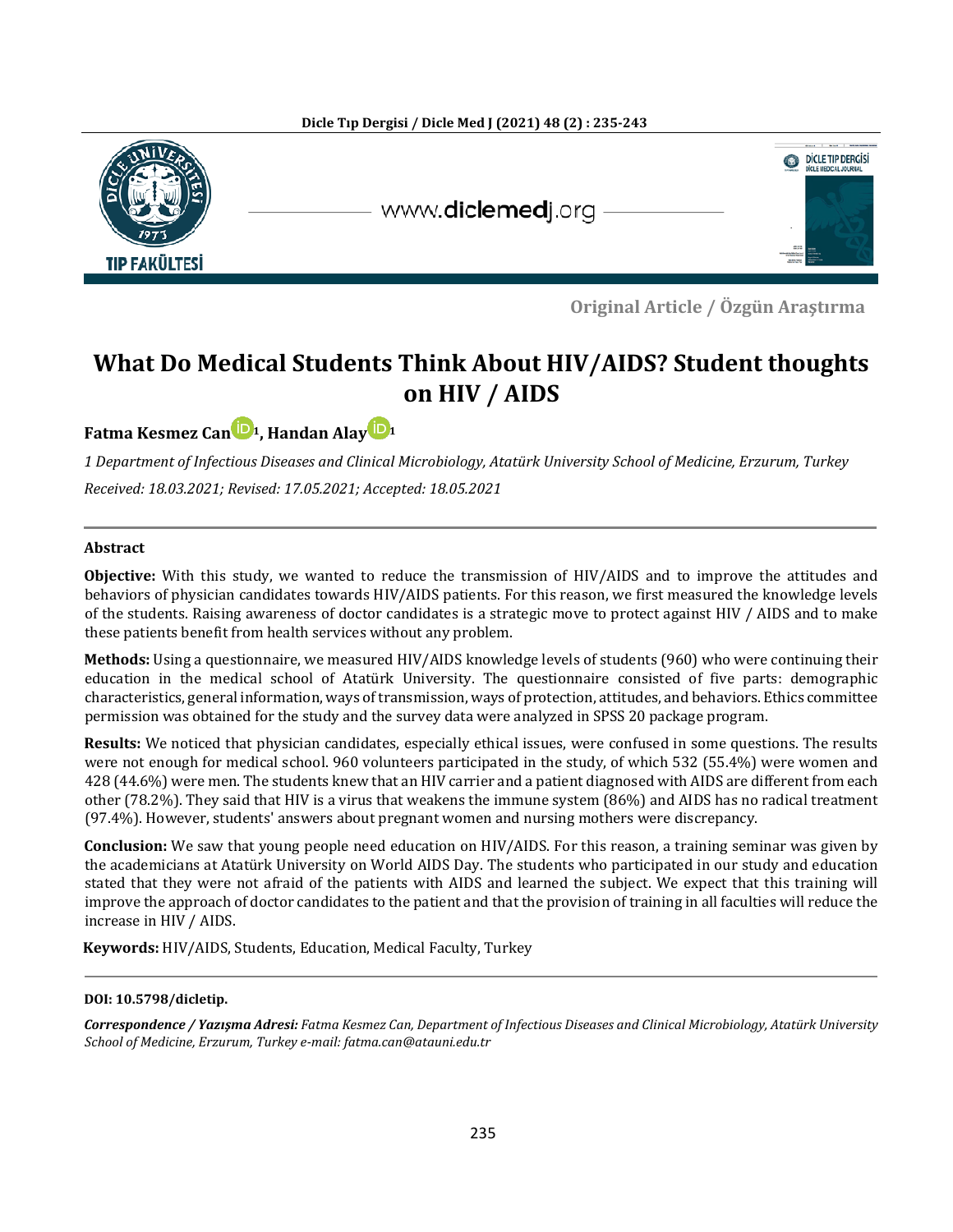Original Article / Özgün Araştırma

# What Do Medical Students Think About HIV/AIDS? Student thoughts on HIV / AIDS

**Fatma Kesmez Can[1], Handan Alay[1]**

*1 Department of Infectious Diseases and Clinical Microbiology, Atatürk University School of Medicine, Erzurum, Turkey*

*Received: 18.03.2021; Revised: 17.05.2021; Accepted: 18.05.2021*

## Abstract

**Objective:** With this study, we wanted to reduce the transmission of HIV/AIDS and to improve the attitudes and behaviors of physician candidates towards HIV/AIDS patients. For this reason, we first measured the knowledge levels of the students. Raising awareness of doctor candidates is a strategic move to protect against HIV / AIDS and to make these patients benefit from health services without any problem.

**Methods:** Using a questionnaire, we measured HIV/AIDS knowledge levels of students (960) who were continuing their education in the medical school of Atatürk University. The questionnaire consisted of five parts: demographic characteristics, general information, ways of transmission, ways of protection, attitudes, and behaviors. Ethics committee permission was obtained for the study and the survey data were analyzed in SPSS 20 package program.

**Results:** We noticed that physician candidates, especially ethical issues, were confused in some questions. The results were not enough for medical school. 960 volunteers participated in the study, of which 532 (55.4%) were women and 428 (44.6%) were men. The students knew that an HIV carrier and a patient diagnosed with AIDS are different from each other (78.2%). They said that HIV is a virus that weakens the immune system (86%) and AIDS has no radical treatment (97.4%). However, students' answers about pregnant women and nursing mothers were discrepancy.

**Conclusion:** We saw that young people need education on HIV/AIDS. For this reason, a training seminar was given by the academicians at Atatürk University on World AIDS Day. The students who participated in our study and education stated that they were not afraid of the patients with AIDS and learned the subject. We expect that this training will improve the approach of doctor candidates to the patient and that the provision of training in all faculties will reduce the increase in HIV / AIDS.

**Keywords:** HIV/AIDS, Students, Education, Medical Faculty, Turkey

**DOI: 10.5798/dicletip.**

***Correspondence / Yazışma Adresi:*** *Fatma Kesmez Can, Department of Infectious Diseases and Clinical Microbiology, Atatürk University School of Medicine, Erzurum, Turkey e-mail: fatma.can@atauni.edu.tr*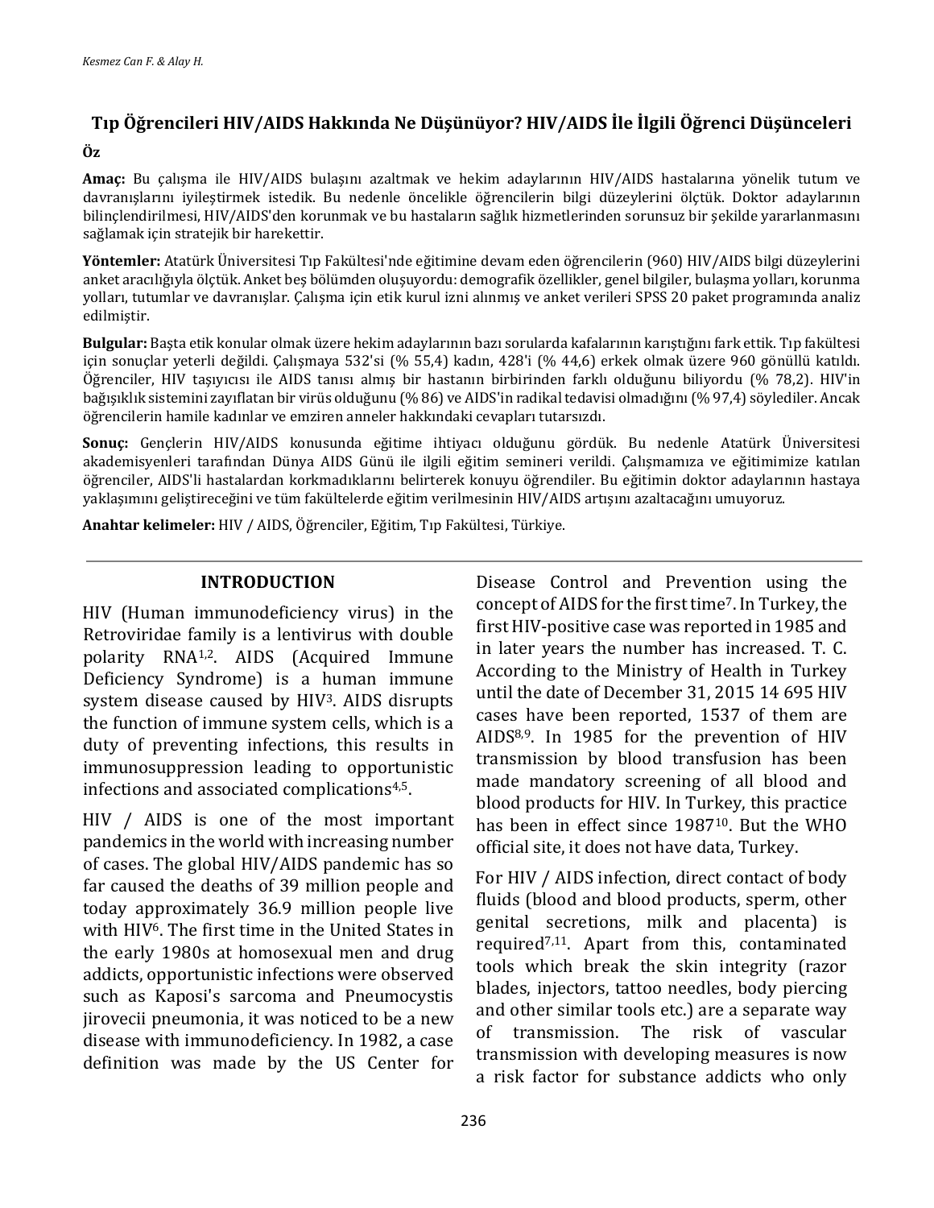## Tıp Öğrencileri HIV/AIDS Hakkında Ne Düşünüyor? HIV/AIDS İle İlgili Öğrenci Düşünceleri

**Öz**

**Amaç:** Bu çalışma ile HIV/AIDS bulaşını azaltmak ve hekim adaylarının HIV/AIDS hastalarına yönelik tutum ve davranışlarını iyileştirmek istedik. Bu nedenle öncelikle öğrencilerin bilgi düzeylerini ölçtük. Doktor adaylarının bilinçlendirilmesi, HIV/AIDS'den korunmak ve bu hastaların sağlık hizmetlerinden sorunsuz bir şekilde yararlanmasını sağlamak için stratejik bir harekettir.

**Yöntemler:** Atatürk Üniversitesi Tıp Fakültesi'nde eğitimine devam eden öğrencilerin (960) HIV/AIDS bilgi düzeylerini anket aracılığıyla ölçtük. Anket beş bölümden oluşuyordu: demografik özellikler, genel bilgiler, bulaşma yolları, korunma yolları, tutumlar ve davranışlar. Çalışma için etik kurul izni alınmış ve anket verileri SPSS 20 paket programında analiz edilmiştir.

**Bulgular:** Başta etik konular olmak üzere hekim adaylarının bazı sorularda kafalarının karıştığını fark ettik. Tıp fakültesi için sonuçlar yeterli değildi. Çalışmaya 532'si (% 55,4) kadın, 428'i (% 44,6) erkek olmak üzere 960 gönüllü katıldı. Öğrenciler, HIV taşıyıcısı ile AIDS tanısı almış bir hastanın birbirinden farklı olduğunu biliyordu (% 78,2). HIV'in bağışıklık sistemini zayıflatan bir virüs olduğunu (% 86) ve AIDS'in radikal tedavisi olmadığını (% 97,4) söylediler. Ancak öğrencilerin hamile kadınlar ve emziren anneler hakkındaki cevapları tutarsızdı.

**Sonuç:** Gençlerin HIV/AIDS konusunda eğitime ihtiyacı olduğunu gördük. Bu nedenle Atatürk Üniversitesi akademisyenleri tarafından Dünya AIDS Günü ile ilgili eğitim semineri verildi. Çalışmamıza ve eğitimimize katılan öğrenciler, AIDS'li hastalardan korkmadıklarını belirterek konuyu öğrendiler. Bu eğitimin doktor adaylarının hastaya yaklaşımını geliştireceğini ve tüm fakültelerde eğitim verilmesinin HIV/AIDS artışını azaltacağını umuyoruz.

**Anahtar kelimeler:** HIV / AIDS, Öğrenciler, Eğitim, Tıp Fakültesi, Türkiye.

---

## INTRODUCTION

HIV (Human immunodeficiency virus) in the Retroviridae family is a lentivirus with double polarity RNA[1,2]. AIDS (Acquired Immune Deficiency Syndrome) is a human immune system disease caused by HIV[3]. AIDS disrupts the function of immune system cells, which is a duty of preventing infections, this results in immunosuppression leading to opportunistic infections and associated complications[4,5].

HIV / AIDS is one of the most important pandemics in the world with increasing number of cases. The global HIV/AIDS pandemic has so far caused the deaths of 39 million people and today approximately 36.9 million people live with HIV[6]. The first time in the United States in the early 1980s at homosexual men and drug addicts, opportunistic infections were observed such as Kaposi's sarcoma and Pneumocystis jirovecii pneumonia, it was noticed to be a new disease with immunodeficiency. In 1982, a case definition was made by the US Center for Disease Control and Prevention using the concept of AIDS for the first time[7]. In Turkey, the first HIV-positive case was reported in 1985 and in later years the number has increased. T. C. According to the Ministry of Health in Turkey until the date of December 31, 2015 14 695 HIV cases have been reported, 1537 of them are AIDS[8,9]. In 1985 for the prevention of HIV transmission by blood transfusion has been made mandatory screening of all blood and blood products for HIV. In Turkey, this practice has been in effect since 1987[10]. But the WHO official site, it does not have data, Turkey.

For HIV / AIDS infection, direct contact of body fluids (blood and blood products, sperm, other genital secretions, milk and placenta) is required[7,11]. Apart from this, contaminated tools which break the skin integrity (razor blades, injectors, tattoo needles, body piercing and other similar tools etc.) are a separate way of transmission. The risk of vascular transmission with developing measures is now a risk factor for substance addicts who only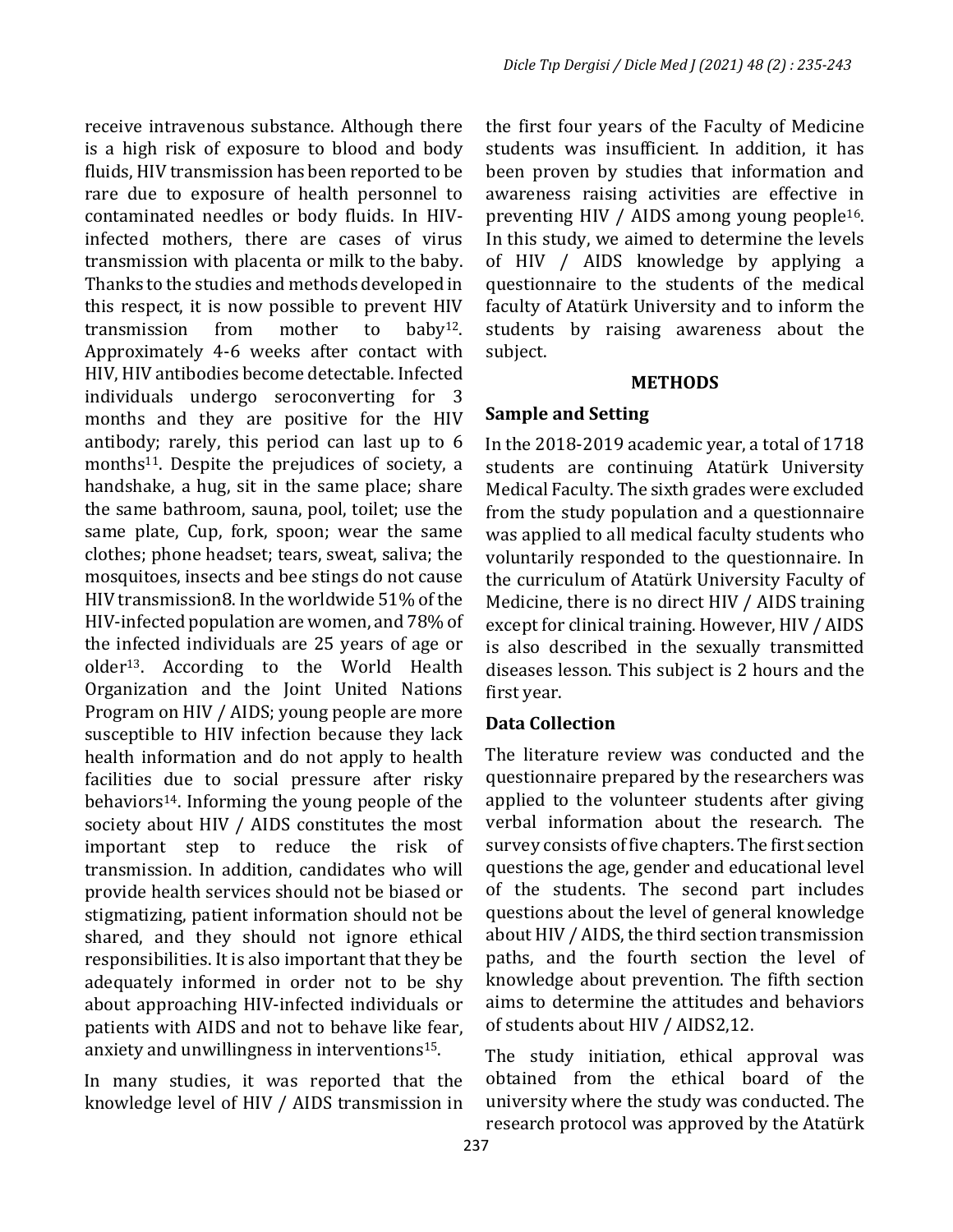receive intravenous substance. Although there is a high risk of exposure to blood and body fluids, HIV transmission has been reported to be rare due to exposure of health personnel to contaminated needles or body fluids. In HIV-infected mothers, there are cases of virus transmission with placenta or milk to the baby. Thanks to the studies and methods developed in this respect, it is now possible to prevent HIV transmission from mother to baby[12]. Approximately 4-6 weeks after contact with HIV, HIV antibodies become detectable. Infected individuals undergo seroconverting for 3 months and they are positive for the HIV antibody; rarely, this period can last up to 6 months[11]. Despite the prejudices of society, a handshake, a hug, sit in the same place; share the same bathroom, sauna, pool, toilet; use the same plate, Cup, fork, spoon; wear the same clothes; phone headset; tears, sweat, saliva; the mosquitoes, insects and bee stings do not cause HIV transmission8. In the worldwide 51% of the HIV-infected population are women, and 78% of the infected individuals are 25 years of age or older[13]. According to the World Health Organization and the Joint United Nations Program on HIV / AIDS; young people are more susceptible to HIV infection because they lack health information and do not apply to health facilities due to social pressure after risky behaviors[14]. Informing the young people of the society about HIV / AIDS constitutes the most important step to reduce the risk of transmission. In addition, candidates who will provide health services should not be biased or stigmatizing, patient information should not be shared, and they should not ignore ethical responsibilities. It is also important that they be adequately informed in order not to be shy about approaching HIV-infected individuals or patients with AIDS and not to behave like fear, anxiety and unwillingness in interventions[15].

In many studies, it was reported that the knowledge level of HIV / AIDS transmission in the first four years of the Faculty of Medicine students was insufficient. In addition, it has been proven by studies that information and awareness raising activities are effective in preventing HIV / AIDS among young people[16]. In this study, we aimed to determine the levels of HIV / AIDS knowledge by applying a questionnaire to the students of the medical faculty of Atatürk University and to inform the students by raising awareness about the subject.

## METHODS

### Sample and Setting

In the 2018-2019 academic year, a total of 1718 students are continuing Atatürk University Medical Faculty. The sixth grades were excluded from the study population and a questionnaire was applied to all medical faculty students who voluntarily responded to the questionnaire. In the curriculum of Atatürk University Faculty of Medicine, there is no direct HIV / AIDS training except for clinical training. However, HIV / AIDS is also described in the sexually transmitted diseases lesson. This subject is 2 hours and the first year.

### Data Collection

The literature review was conducted and the questionnaire prepared by the researchers was applied to the volunteer students after giving verbal information about the research. The survey consists of five chapters. The first section questions the age, gender and educational level of the students. The second part includes questions about the level of general knowledge about HIV / AIDS, the third section transmission paths, and the fourth section the level of knowledge about prevention. The fifth section aims to determine the attitudes and behaviors of students about HIV / AIDS2,12.

The study initiation, ethical approval was obtained from the ethical board of the university where the study was conducted. The research protocol was approved by the Atatürk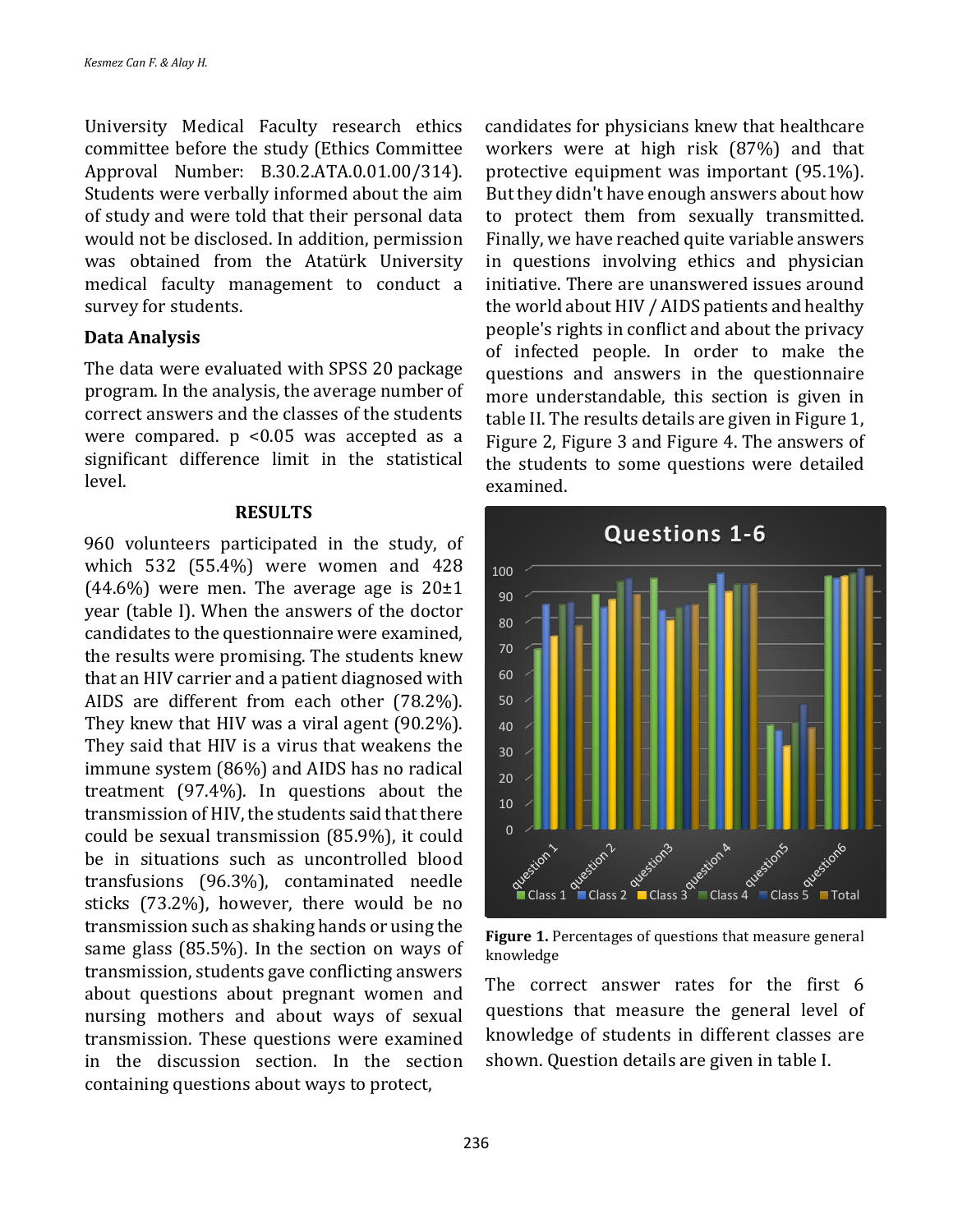University Medical Faculty research ethics committee before the study (Ethics Committee Approval Number: B.30.2.ATA.0.01.00/314). Students were verbally informed about the aim of study and were told that their personal data would not be disclosed. In addition, permission was obtained from the Atatürk University medical faculty management to conduct a survey for students.

### Data Analysis

The data were evaluated with SPSS 20 package program. In the analysis, the average number of correct answers and the classes of the students were compared. $p < 0.05$ was accepted as a significant difference limit in the statistical level.

## RESULTS

960 volunteers participated in the study, of which 532 (55.4%) were women and 428 (44.6%) were men. The average age is 20±1 year (table I). When the answers of the doctor candidates to the questionnaire were examined, the results were promising. The students knew that an HIV carrier and a patient diagnosed with AIDS are different from each other (78.2%). They knew that HIV was a viral agent (90.2%). They said that HIV is a virus that weakens the immune system (86%) and AIDS has no radical treatment (97.4%). In questions about the transmission of HIV, the students said that there could be sexual transmission (85.9%), it could be in situations such as uncontrolled blood transfusions (96.3%), contaminated needle sticks (73.2%), however, there would be no transmission such as shaking hands or using the same glass (85.5%). In the section on ways of transmission, students gave conflicting answers about questions about pregnant women and nursing mothers and about ways of sexual transmission. These questions were examined in the discussion section. In the section containing questions about ways to protect, candidates for physicians knew that healthcare workers were at high risk (87%) and that protective equipment was important (95.1%). But they didn't have enough answers about how to protect them from sexually transmitted. Finally, we have reached quite variable answers in questions involving ethics and physician initiative. There are unanswered issues around the world about HIV / AIDS patients and healthy people's rights in conflict and about the privacy of infected people. In order to make the questions and answers in the questionnaire more understandable, this section is given in table II. The results details are given in Figure 1, Figure 2, Figure 3 and Figure 4. The answers of the students to some questions were detailed examined.

Questions 1-6

100
90
80
70
60
50
40
30
20
10
0

question 1
question 2
question3
question 4
question5
question6

Class 1 Class 2 Class 3 Class 4 Class 5 Total

**Figure 1.** Percentages of questions that measure general knowledge

The correct answer rates for the first 6 questions that measure the general level of knowledge of students in different classes are shown. Question details are given in table I.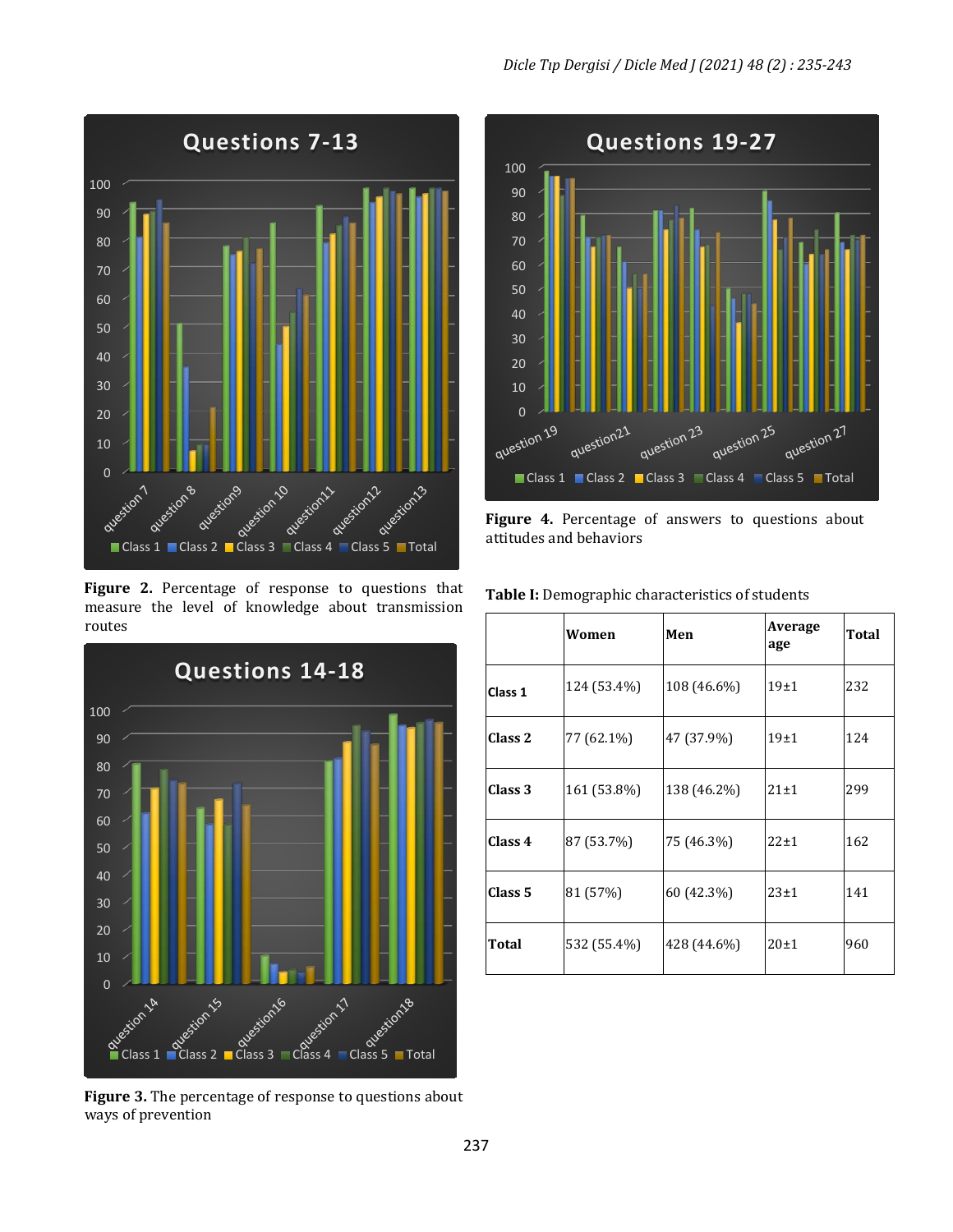Questions 7-13

100
90
80
70
60
50
40
30
20
10
0

question 7
question 8
question9
question 10
question11
question12
question13

Class 1 Class 2 Class 3 Class 4 Class 5 Total

**Figure 2.** Percentage of response to questions that measure the level of knowledge about transmission routes

Questions 14-18

100
90
80
70
60
50
40
30
20
10
0

question 14
question 15
question16
question 17
question18

Class 1 Class 2 Class 3 Class 4 Class 5 Total

**Figure 3.** The percentage of response to questions about ways of prevention

Questions 19-27

100
90
80
70
60
50
40
30
20
10
0

question 19
question21
question 23
question 25
question 27

Class 1 Class 2 Class 3 Class 4 Class 5 Total

**Figure 4.** Percentage of answers to questions about attitudes and behaviors

**Table I:** Demographic characteristics of students

| | Women | Men | Average age | Total |
|---|---|---|---|---|
| **Class 1** | 124 (53.4%) | 108 (46.6%) | 19±1 | 232 |
| **Class 2** | 77 (62.1%) | 47 (37.9%) | 19±1 | 124 |
| **Class 3** | 161 (53.8%) | 138 (46.2%) | 21±1 | 299 |
| **Class 4** | 87 (53.7%) | 75 (46.3%) | 22±1 | 162 |
| **Class 5** | 81 (57%) | 60 (42.3%) | 23±1 | 141 |
| **Total** | 532 (55.4%) | 428 (44.6%) | 20±1 | 960 |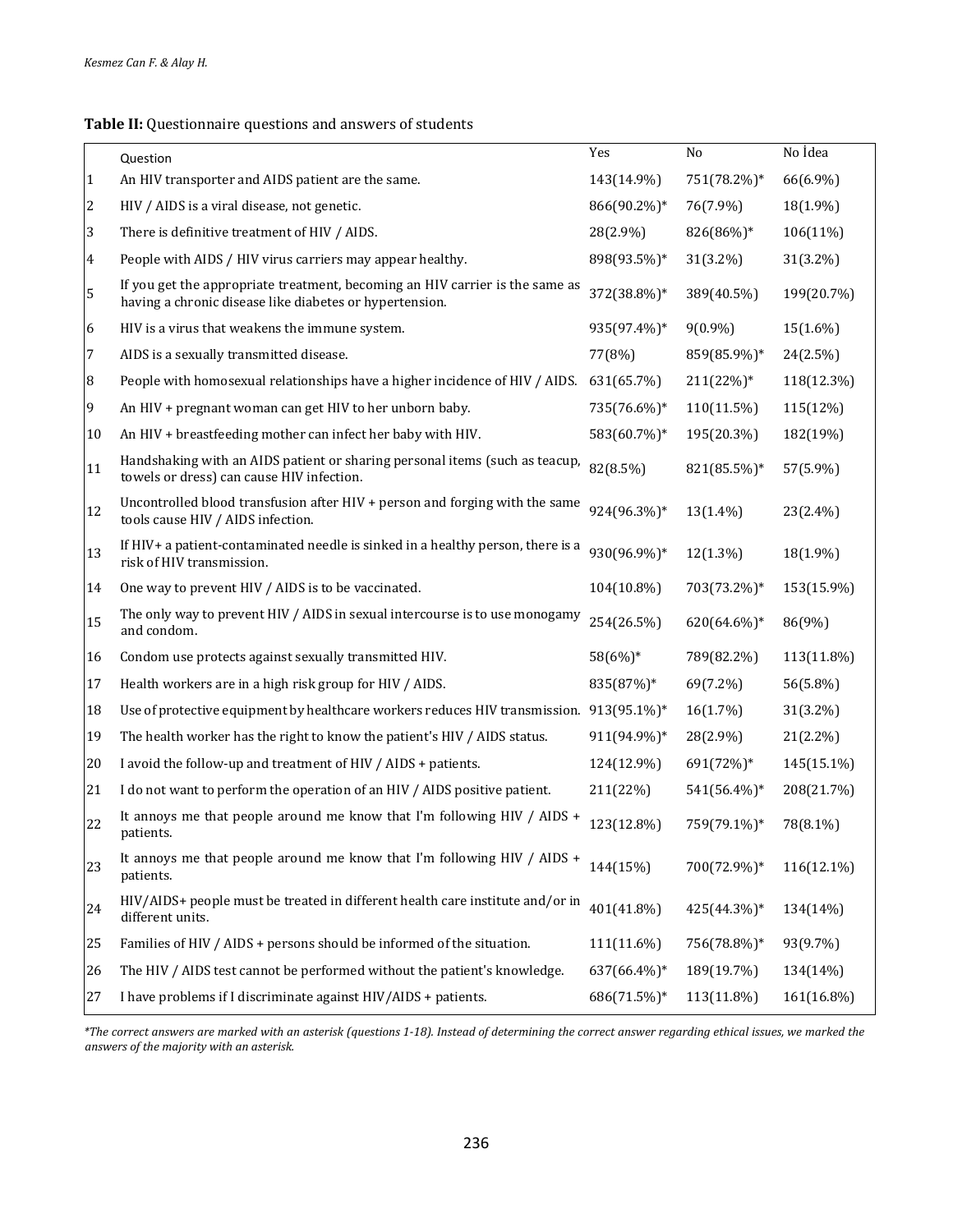**Table II:** Questionnaire questions and answers of students

| | Question | Yes | No | No İdea |
|---|---|---|---|---|
| 1 | An HIV transporter and AIDS patient are the same. | 143(14.9%) | 751(78.2%)* | 66(6.9%) |
| 2 | HIV / AIDS is a viral disease, not genetic. | 866(90.2%)* | 76(7.9%) | 18(1.9%) |
| 3 | There is definitive treatment of HIV / AIDS. | 28(2.9%) | 826(86%)* | 106(11%) |
| 4 | People with AIDS / HIV virus carriers may appear healthy. | 898(93.5%)* | 31(3.2%) | 31(3.2%) |
| 5 | If you get the appropriate treatment, becoming an HIV carrier is the same as having a chronic disease like diabetes or hypertension. | 372(38.8%)* | 389(40.5%) | 199(20.7%) |
| 6 | HIV is a virus that weakens the immune system. | 935(97.4%)* | 9(0.9%) | 15(1.6%) |
| 7 | AIDS is a sexually transmitted disease. | 77(8%) | 859(85.9%)* | 24(2.5%) |
| 8 | People with homosexual relationships have a higher incidence of HIV / AIDS. | 631(65.7%) | 211(22%)* | 118(12.3%) |
| 9 | An HIV + pregnant woman can get HIV to her unborn baby. | 735(76.6%)* | 110(11.5%) | 115(12%) |
| 10 | An HIV + breastfeeding mother can infect her baby with HIV. | 583(60.7%)* | 195(20.3%) | 182(19%) |
| 11 | Handshaking with an AIDS patient or sharing personal items (such as teacup, towels or dress) can cause HIV infection. | 82(8.5%) | 821(85.5%)* | 57(5.9%) |
| 12 | Uncontrolled blood transfusion after HIV + person and forging with the same tools cause HIV / AIDS infection. | 924(96.3%)* | 13(1.4%) | 23(2.4%) |
| 13 | If HIV+ a patient-contaminated needle is sinked in a healthy person, there is a risk of HIV transmission. | 930(96.9%)* | 12(1.3%) | 18(1.9%) |
| 14 | One way to prevent HIV / AIDS is to be vaccinated. | 104(10.8%) | 703(73.2%)* | 153(15.9%) |
| 15 | The only way to prevent HIV / AIDS in sexual intercourse is to use monogamy and condom. | 254(26.5%) | 620(64.6%)* | 86(9%) |
| 16 | Condom use protects against sexually transmitted HIV. | 58(6%)* | 789(82.2%) | 113(11.8%) |
| 17 | Health workers are in a high risk group for HIV / AIDS. | 835(87%)* | 69(7.2%) | 56(5.8%) |
| 18 | Use of protective equipment by healthcare workers reduces HIV transmission. | 913(95.1%)* | 16(1.7%) | 31(3.2%) |
| 19 | The health worker has the right to know the patient's HIV / AIDS status. | 911(94.9%)* | 28(2.9%) | 21(2.2%) |
| 20 | I avoid the follow-up and treatment of HIV / AIDS + patients. | 124(12.9%) | 691(72%)* | 145(15.1%) |
| 21 | I do not want to perform the operation of an HIV / AIDS positive patient. | 211(22%) | 541(56.4%)* | 208(21.7%) |
| 22 | It annoys me that people around me know that I'm following HIV / AIDS + patients. | 123(12.8%) | 759(79.1%)* | 78(8.1%) |
| 23 | It annoys me that people around me know that I'm following HIV / AIDS + patients. | 144(15%) | 700(72.9%)* | 116(12.1%) |
| 24 | HIV/AIDS+ people must be treated in different health care institute and/or in different units. | 401(41.8%) | 425(44.3%)* | 134(14%) |
| 25 | Families of HIV / AIDS + persons should be informed of the situation. | 111(11.6%) | 756(78.8%)* | 93(9.7%) |
| 26 | The HIV / AIDS test cannot be performed without the patient's knowledge. | 637(66.4%)* | 189(19.7%) | 134(14%) |
| 27 | I have problems if I discriminate against HIV/AIDS + patients. | 686(71.5%)* | 113(11.8%) | 161(16.8%) |

*\*The correct answers are marked with an asterisk (questions 1-18). Instead of determining the correct answer regarding ethical issues, we marked the answers of the majority with an asterisk.*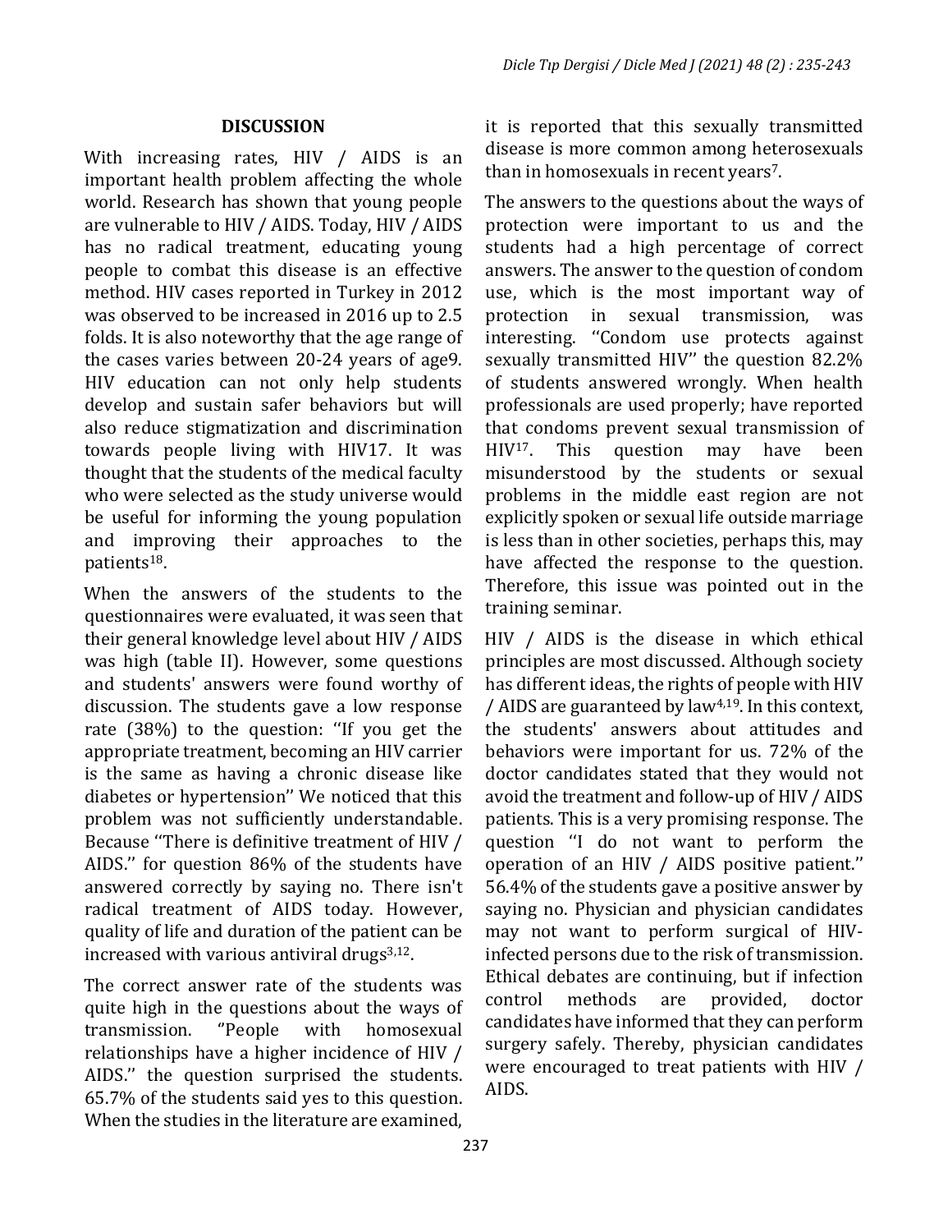## DISCUSSION

With increasing rates, HIV / AIDS is an important health problem affecting the whole world. Research has shown that young people are vulnerable to HIV / AIDS. Today, HIV / AIDS has no radical treatment, educating young people to combat this disease is an effective method. HIV cases reported in Turkey in 2012 was observed to be increased in 2016 up to 2.5 folds. It is also noteworthy that the age range of the cases varies between 20-24 years of age9. HIV education can not only help students develop and sustain safer behaviors but will also reduce stigmatization and discrimination towards people living with HIV17. It was thought that the students of the medical faculty who were selected as the study universe would be useful for informing the young population and improving their approaches to the patients[18].

When the answers of the students to the questionnaires were evaluated, it was seen that their general knowledge level about HIV / AIDS was high (table II). However, some questions and students' answers were found worthy of discussion. The students gave a low response rate (38%) to the question: ''If you get the appropriate treatment, becoming an HIV carrier is the same as having a chronic disease like diabetes or hypertension'' We noticed that this problem was not sufficiently understandable. Because ''There is definitive treatment of HIV / AIDS.'' for question 86% of the students have answered correctly by saying no. There isn't radical treatment of AIDS today. However, quality of life and duration of the patient can be increased with various antiviral drugs[3,12].

The correct answer rate of the students was quite high in the questions about the ways of transmission. "People with homosexual relationships have a higher incidence of HIV / AIDS.'' the question surprised the students. 65.7% of the students said yes to this question. When the studies in the literature are examined, it is reported that this sexually transmitted disease is more common among heterosexuals than in homosexuals in recent years[7].

The answers to the questions about the ways of protection were important to us and the students had a high percentage of correct answers. The answer to the question of condom use, which is the most important way of protection in sexual transmission, was interesting. ''Condom use protects against sexually transmitted HIV'' the question 82.2% of students answered wrongly. When health professionals are used properly; have reported that condoms prevent sexual transmission of HIV[17]. This question may have been misunderstood by the students or sexual problems in the middle east region are not explicitly spoken or sexual life outside marriage is less than in other societies, perhaps this, may have affected the response to the question. Therefore, this issue was pointed out in the training seminar.

HIV / AIDS is the disease in which ethical principles are most discussed. Although society has different ideas, the rights of people with HIV / AIDS are guaranteed by law[4,19]. In this context, the students' answers about attitudes and behaviors were important for us. 72% of the doctor candidates stated that they would not avoid the treatment and follow-up of HIV / AIDS patients. This is a very promising response. The question ''I do not want to perform the operation of an HIV / AIDS positive patient.'' 56.4% of the students gave a positive answer by saying no. Physician and physician candidates may not want to perform surgical of HIV-infected persons due to the risk of transmission. Ethical debates are continuing, but if infection control methods are provided, doctor candidates have informed that they can perform surgery safely. Thereby, physician candidates were encouraged to treat patients with HIV / AIDS.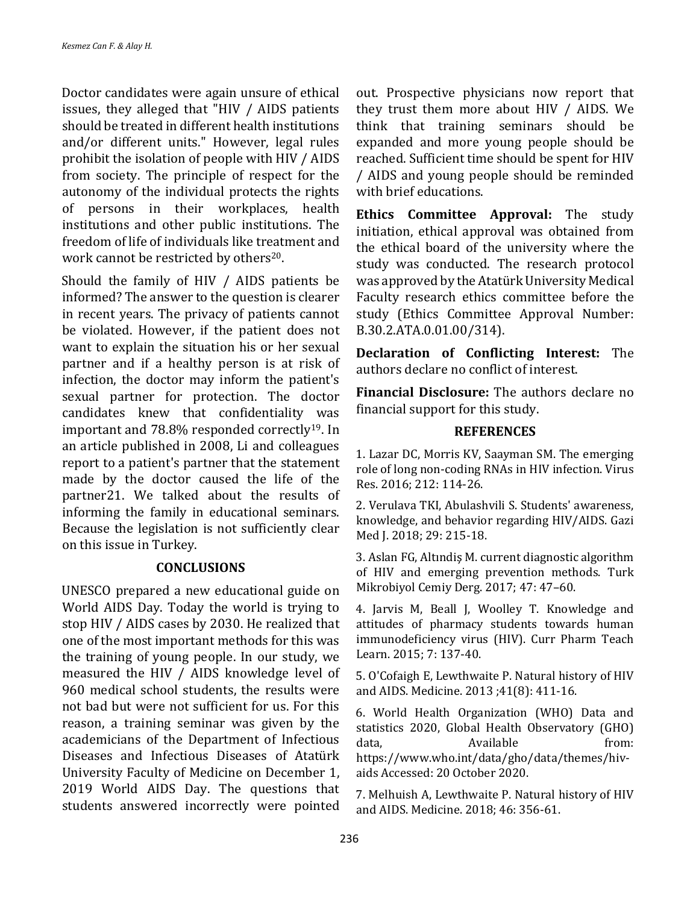Doctor candidates were again unsure of ethical issues, they alleged that "HIV / AIDS patients should be treated in different health institutions and/or different units." However, legal rules prohibit the isolation of people with HIV / AIDS from society. The principle of respect for the autonomy of the individual protects the rights of persons in their workplaces, health institutions and other public institutions. The freedom of life of individuals like treatment and work cannot be restricted by others[20].

Should the family of HIV / AIDS patients be informed? The answer to the question is clearer in recent years. The privacy of patients cannot be violated. However, if the patient does not want to explain the situation his or her sexual partner and if a healthy person is at risk of infection, the doctor may inform the patient's sexual partner for protection. The doctor candidates knew that confidentiality was important and 78.8% responded correctly[19]. In an article published in 2008, Li and colleagues report to a patient's partner that the statement made by the doctor caused the life of the partner21. We talked about the results of informing the family in educational seminars. Because the legislation is not sufficiently clear on this issue in Turkey.

## CONCLUSIONS

UNESCO prepared a new educational guide on World AIDS Day. Today the world is trying to stop HIV / AIDS cases by 2030. He realized that one of the most important methods for this was the training of young people. In our study, we measured the HIV / AIDS knowledge level of 960 medical school students, the results were not bad but were not sufficient for us. For this reason, a training seminar was given by the academicians of the Department of Infectious Diseases and Infectious Diseases of Atatürk University Faculty of Medicine on December 1, 2019 World AIDS Day. The questions that students answered incorrectly were pointed out. Prospective physicians now report that they trust them more about HIV / AIDS. We think that training seminars should be expanded and more young people should be reached. Sufficient time should be spent for HIV / AIDS and young people should be reminded with brief educations.

**Ethics Committee Approval:** The study initiation, ethical approval was obtained from the ethical board of the university where the study was conducted. The research protocol was approved by the Atatürk University Medical Faculty research ethics committee before the study (Ethics Committee Approval Number: B.30.2.ATA.0.01.00/314).

**Declaration of Conflicting Interest:** The authors declare no conflict of interest.

**Financial Disclosure:** The authors declare no financial support for this study.

## REFERENCES

1. Lazar DC, Morris KV, Saayman SM. The emerging role of long non-coding RNAs in HIV infection. Virus Res. 2016; 212: 114-26.

2. Verulava TKI, Abulashvili S. Students' awareness, knowledge, and behavior regarding HIV/AIDS. Gazi Med J. 2018; 29: 215-18.

3. Aslan FG, Altındiş M. current diagnostic algorithm of HIV and emerging prevention methods. Turk Mikrobiyol Cemiy Derg. 2017; 47: 47–60.

4. Jarvis M, Beall J, Woolley T. Knowledge and attitudes of pharmacy students towards human immunodeficiency virus (HIV). Curr Pharm Teach Learn. 2015; 7: 137-40.

5. O'Cofaigh E, Lewthwaite P. Natural history of HIV and AIDS. Medicine. 2013 ;41(8): 411-16.

6. World Health Organization (WHO) Data and statistics 2020, Global Health Observatory (GHO) data, Available from: https://www.who.int/data/gho/data/themes/hiv-aids Accessed: 20 October 2020.

7. Melhuish A, Lewthwaite P. Natural history of HIV and AIDS. Medicine. 2018; 46: 356-61.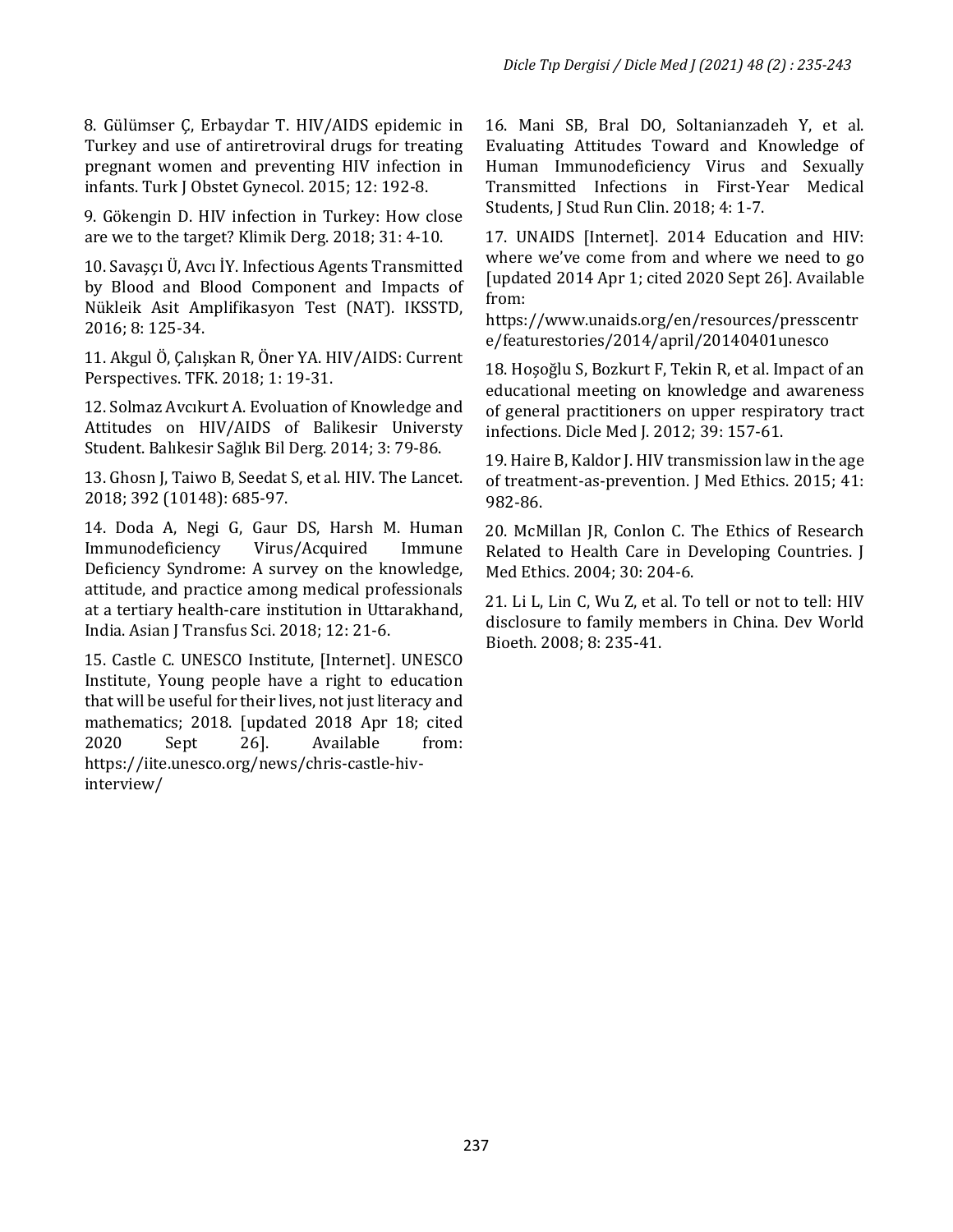8. Gülümser Ç, Erbaydar T. HIV/AIDS epidemic in Turkey and use of antiretroviral drugs for treating pregnant women and preventing HIV infection in infants. Turk J Obstet Gynecol. 2015; 12: 192-8.

9. Gökengin D. HIV infection in Turkey: How close are we to the target? Klimik Derg. 2018; 31: 4-10.

10. Savaşçı Ü, Avcı İY. Infectious Agents Transmitted by Blood and Blood Component and Impacts of Nükleik Asit Amplifikasyon Test (NAT). IKSSTD, 2016; 8: 125-34.

11. Akgul Ö, Çalışkan R, Öner YA. HIV/AIDS: Current Perspectives. TFK. 2018; 1: 19-31.

12. Solmaz Avcıkurt A. Evoluation of Knowledge and Attitudes on HIV/AIDS of Balikesir Universty Student. Balıkesir Sağlık Bil Derg. 2014; 3: 79-86.

13. Ghosn J, Taiwo B, Seedat S, et al. HIV. The Lancet. 2018; 392 (10148): 685-97.

14. Doda A, Negi G, Gaur DS, Harsh M. Human Immunodeficiency Virus/Acquired Immune Deficiency Syndrome: A survey on the knowledge, attitude, and practice among medical professionals at a tertiary health-care institution in Uttarakhand, India. Asian J Transfus Sci. 2018; 12: 21-6.

15. Castle C. UNESCO Institute, [Internet]. UNESCO Institute, Young people have a right to education that will be useful for their lives, not just literacy and mathematics; 2018. [updated 2018 Apr 18; cited 2020 Sept 26]. Available from: https://iite.unesco.org/news/chris-castle-hiv-interview/

16. Mani SB, Bral DO, Soltanianzadeh Y, et al. Evaluating Attitudes Toward and Knowledge of Human Immunodeficiency Virus and Sexually Transmitted Infections in First-Year Medical Students, J Stud Run Clin. 2018; 4: 1-7.

17. UNAIDS [Internet]. 2014 Education and HIV: where we've come from and where we need to go [updated 2014 Apr 1; cited 2020 Sept 26]. Available from: https://www.unaids.org/en/resources/presscentre/featurestories/2014/april/20140401unesco

18. Hoşoğlu S, Bozkurt F, Tekin R, et al. Impact of an educational meeting on knowledge and awareness of general practitioners on upper respiratory tract infections. Dicle Med J. 2012; 39: 157-61.

19. Haire B, Kaldor J. HIV transmission law in the age of treatment-as-prevention. J Med Ethics. 2015; 41: 982-86.

20. McMillan JR, Conlon C. The Ethics of Research Related to Health Care in Developing Countries. J Med Ethics. 2004; 30: 204-6.

21. Li L, Lin C, Wu Z, et al. To tell or not to tell: HIV disclosure to family members in China. Dev World Bioeth. 2008; 8: 235-41.